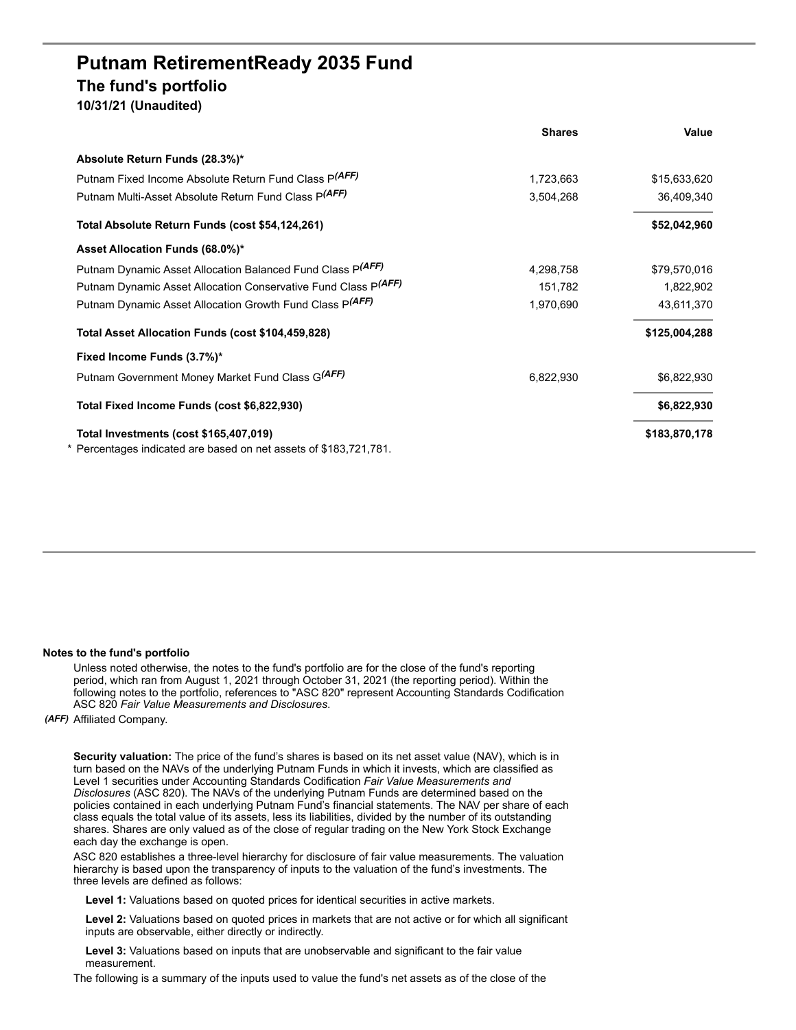# Putnam RetirementReady 2035 Fund

## The fund's portfolio

**10/31/21 (Unaudited)**

| | Shares | Value |
|---|---|---|
| **Absolute Return Funds (28.3%)*** | | |
| Putnam Fixed Income Absolute Return Fund Class P *(AFF)* | 1,723,663 | $15,633,620 |
| Putnam Multi-Asset Absolute Return Fund Class P *(AFF)* | 3,504,268 | 36,409,340 |
| **Total Absolute Return Funds (cost $54,124,261)** | | **$52,042,960** |
| **Asset Allocation Funds (68.0%)*** | | |
| Putnam Dynamic Asset Allocation Balanced Fund Class P *(AFF)* | 4,298,758 | $79,570,016 |
| Putnam Dynamic Asset Allocation Conservative Fund Class P *(AFF)* | 151,782 | 1,822,902 |
| Putnam Dynamic Asset Allocation Growth Fund Class P *(AFF)* | 1,970,690 | 43,611,370 |
| **Total Asset Allocation Funds (cost $104,459,828)** | | **$125,004,288** |
| **Fixed Income Funds (3.7%)*** | | |
| Putnam Government Money Market Fund Class G *(AFF)* | 6,822,930 | $6,822,930 |
| **Total Fixed Income Funds (cost $6,822,930)** | | **$6,822,930** |
| **Total Investments (cost $165,407,019)** | | **$183,870,178** |

\* Percentages indicated are based on net assets of $183,721,781.

**Notes to the fund's portfolio**

Unless noted otherwise, the notes to the fund's portfolio are for the close of the fund's reporting period, which ran from August 1, 2021 through October 31, 2021 (the reporting period). Within the following notes to the portfolio, references to "ASC 820" represent Accounting Standards Codification ASC 820 *Fair Value Measurements and Disclosures*.

*(AFF)* Affiliated Company.

**Security valuation:** The price of the fund's shares is based on its net asset value (NAV), which is in turn based on the NAVs of the underlying Putnam Funds in which it invests, which are classified as Level 1 securities under Accounting Standards Codification *Fair Value Measurements and Disclosures* (ASC 820). The NAVs of the underlying Putnam Funds are determined based on the policies contained in each underlying Putnam Fund's financial statements. The NAV per share of each class equals the total value of its assets, less its liabilities, divided by the number of its outstanding shares. Shares are only valued as of the close of regular trading on the New York Stock Exchange each day the exchange is open.

ASC 820 establishes a three-level hierarchy for disclosure of fair value measurements. The valuation hierarchy is based upon the transparency of inputs to the valuation of the fund's investments. The three levels are defined as follows:

**Level 1:** Valuations based on quoted prices for identical securities in active markets.

**Level 2:** Valuations based on quoted prices in markets that are not active or for which all significant inputs are observable, either directly or indirectly.

**Level 3:** Valuations based on inputs that are unobservable and significant to the fair value measurement.

The following is a summary of the inputs used to value the fund's net assets as of the close of the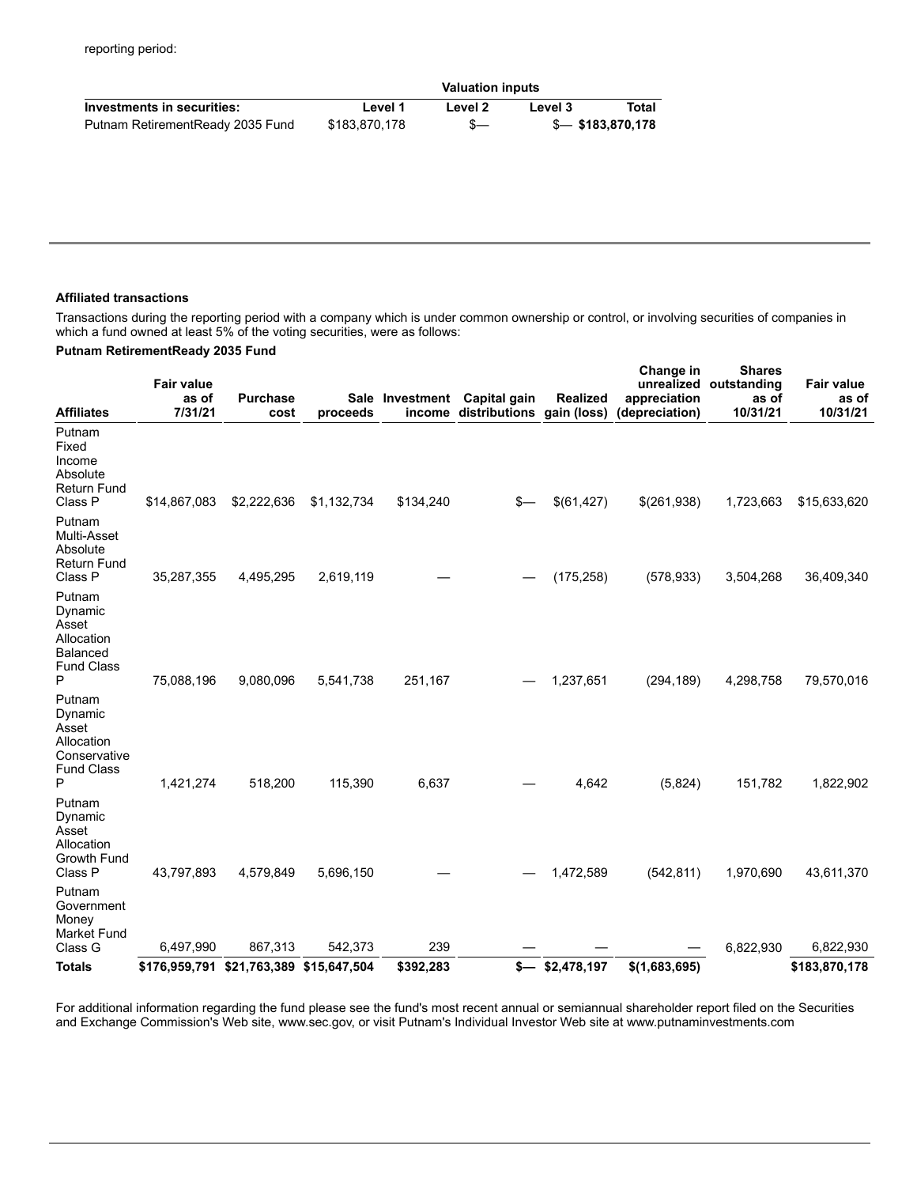reporting period:

| | Valuation inputs | | | |
|---|---|---|---|---|
| **Investments in securities:** | **Level 1** | **Level 2** | **Level 3** | **Total** |
| Putnam RetirementReady 2035 Fund | $183,870,178 | $— | $— | **$183,870,178** |

**Affiliated transactions**

Transactions during the reporting period with a company which is under common ownership or control, or involving securities of companies in which a fund owned at least 5% of the voting securities, were as follows:

**Putnam RetirementReady 2035 Fund**

| **Affiliates** | **Fair value as of 7/31/21** | **Purchase cost** | **Sale proceeds** | **Investment income** | **Capital gain distributions** | **Realized gain (loss)** | **Change in unrealized appreciation (depreciation)** | **Shares outstanding as of 10/31/21** | **Fair value as of 10/31/21** |
|---|---|---|---|---|---|---|---|---|---|
| Putnam Fixed Income Absolute Return Fund Class P | $14,867,083 | $2,222,636 | $1,132,734 | $134,240 | $— | $(61,427) | $(261,938) | 1,723,663 | $15,633,620 |
| Putnam Multi-Asset Absolute Return Fund Class P | 35,287,355 | 4,495,295 | 2,619,119 | — | — | (175,258) | (578,933) | 3,504,268 | 36,409,340 |
| Putnam Dynamic Asset Allocation Balanced Fund Class P | 75,088,196 | 9,080,096 | 5,541,738 | 251,167 | — | 1,237,651 | (294,189) | 4,298,758 | 79,570,016 |
| Putnam Dynamic Asset Allocation Conservative Fund Class P | 1,421,274 | 518,200 | 115,390 | 6,637 | — | 4,642 | (5,824) | 151,782 | 1,822,902 |
| Putnam Dynamic Asset Allocation Growth Fund Class P | 43,797,893 | 4,579,849 | 5,696,150 | — | — | 1,472,589 | (542,811) | 1,970,690 | 43,611,370 |
| Putnam Government Money Market Fund Class G | 6,497,990 | 867,313 | 542,373 | 239 | — | — | — | 6,822,930 | 6,822,930 |
| **Totals** | **$176,959,791** | **$21,763,389** | **$15,647,504** | **$392,283** | **$—** | **$2,478,197** | **$(1,683,695)** | | **$183,870,178** |

For additional information regarding the fund please see the fund's most recent annual or semiannual shareholder report filed on the Securities and Exchange Commission's Web site, www.sec.gov, or visit Putnam's Individual Investor Web site at www.putnaminvestments.com